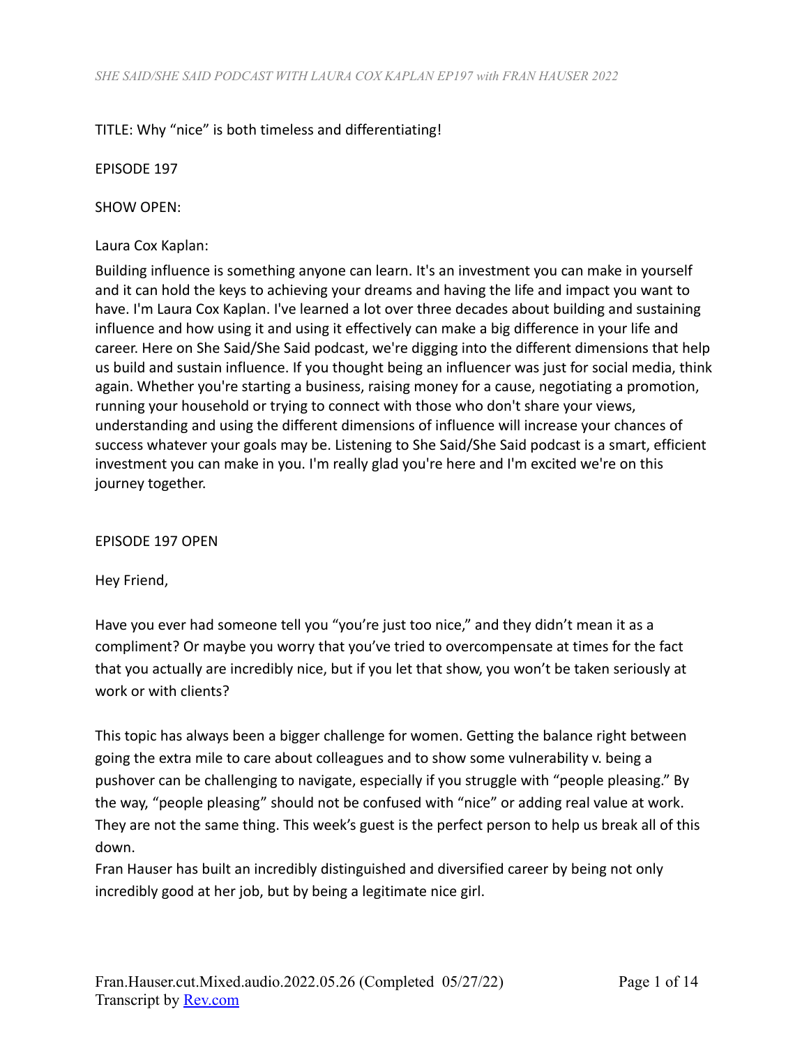TITLE: Why “nice” is both timeless and differentiating!

EPISODE 197

SHOW OPEN:

Laura Cox Kaplan:

Building influence is something anyone can learn. It's an investment you can make in yourself and it can hold the keys to achieving your dreams and having the life and impact you want to have. I'm Laura Cox Kaplan. I've learned a lot over three decades about building and sustaining influence and how using it and using it effectively can make a big difference in your life and career. Here on She Said/She Said podcast, we're digging into the different dimensions that help us build and sustain influence. If you thought being an influencer was just for social media, think again. Whether you're starting a business, raising money for a cause, negotiating a promotion, running your household or trying to connect with those who don't share your views, understanding and using the different dimensions of influence will increase your chances of success whatever your goals may be. Listening to She Said/She Said podcast is a smart, efficient investment you can make in you. I'm really glad you're here and I'm excited we're on this journey together.

EPISODE 197 OPEN

Hey Friend,

Have you ever had someone tell you “you’re just too nice,” and they didn’t mean it as a compliment? Or maybe you worry that you’ve tried to overcompensate at times for the fact that you actually are incredibly nice, but if you let that show, you won’t be taken seriously at work or with clients?

This topic has always been a bigger challenge for women. Getting the balance right between going the extra mile to care about colleagues and to show some vulnerability v. being a pushover can be challenging to navigate, especially if you struggle with “people pleasing.” By the way, “people pleasing” should not be confused with “nice” or adding real value at work. They are not the same thing. This week’s guest is the perfect person to help us break all of this down.

Fran Hauser has built an incredibly distinguished and diversified career by being not only incredibly good at her job, but by being a legitimate nice girl.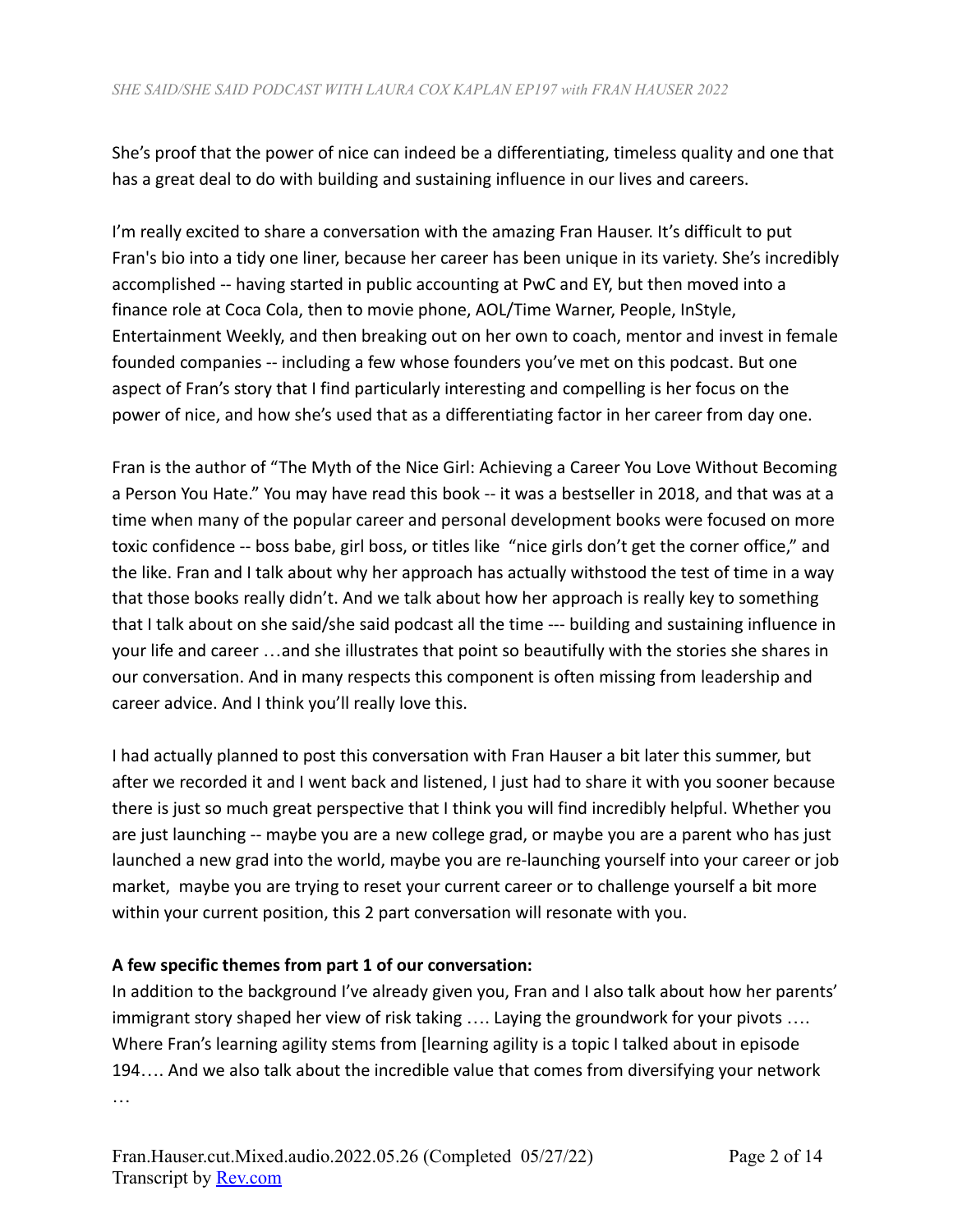She's proof that the power of nice can indeed be a differentiating, timeless quality and one that has a great deal to do with building and sustaining influence in our lives and careers.

I'm really excited to share a conversation with the amazing Fran Hauser. It's difficult to put Fran's bio into a tidy one liner, because her career has been unique in its variety. She's incredibly accomplished -- having started in public accounting at PwC and EY, but then moved into a finance role at Coca Cola, then to movie phone, AOL/Time Warner, People, InStyle, Entertainment Weekly, and then breaking out on her own to coach, mentor and invest in female founded companies -- including a few whose founders you've met on this podcast. But one aspect of Fran's story that I find particularly interesting and compelling is her focus on the power of nice, and how she's used that as a differentiating factor in her career from day one.

Fran is the author of "The Myth of the Nice Girl: Achieving a Career You Love Without Becoming a Person You Hate." You may have read this book -- it was a bestseller in 2018, and that was at a time when many of the popular career and personal development books were focused on more toxic confidence -- boss babe, girl boss, or titles like "nice girls don't get the corner office," and the like. Fran and I talk about why her approach has actually withstood the test of time in a way that those books really didn't. And we talk about how her approach is really key to something that I talk about on she said/she said podcast all the time --- building and sustaining influence in your life and career …and she illustrates that point so beautifully with the stories she shares in our conversation. And in many respects this component is often missing from leadership and career advice. And I think you'll really love this.

I had actually planned to post this conversation with Fran Hauser a bit later this summer, but after we recorded it and I went back and listened, I just had to share it with you sooner because there is just so much great perspective that I think you will find incredibly helpful. Whether you are just launching -- maybe you are a new college grad, or maybe you are a parent who has just launched a new grad into the world, maybe you are re-launching yourself into your career or job market, maybe you are trying to reset your current career or to challenge yourself a bit more within your current position, this 2 part conversation will resonate with you.

**A few specific themes from part 1 of our conversation:**
In addition to the background I've already given you, Fran and I also talk about how her parents' immigrant story shaped her view of risk taking …. Laying the groundwork for your pivots …. Where Fran's learning agility stems from [learning agility is a topic I talked about in episode 194…. And we also talk about the incredible value that comes from diversifying your network …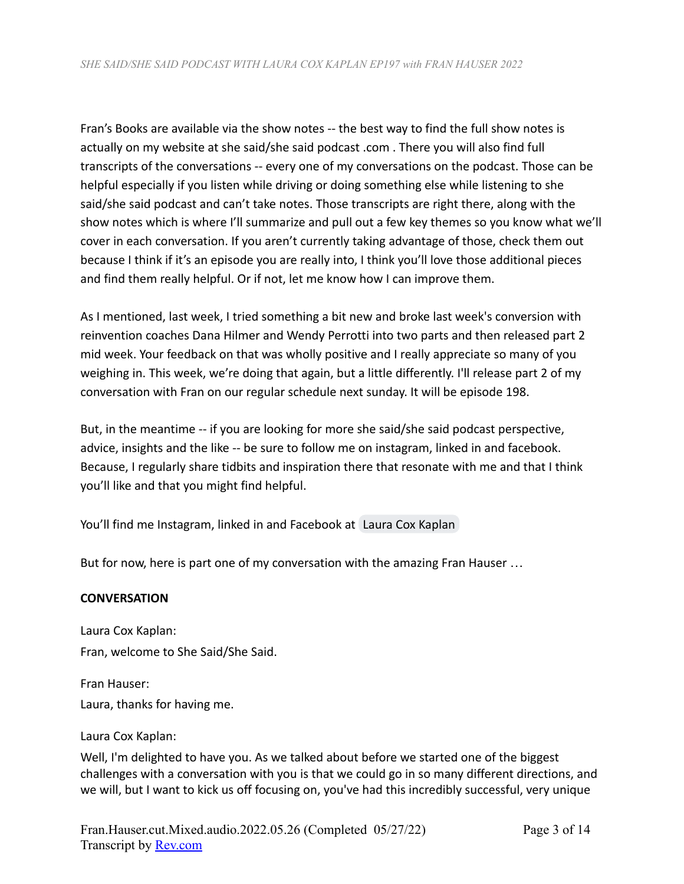Fran's Books are available via the show notes -- the best way to find the full show notes is actually on my website at she said/she said podcast .com . There you will also find full transcripts of the conversations -- every one of my conversations on the podcast. Those can be helpful especially if you listen while driving or doing something else while listening to she said/she said podcast and can't take notes. Those transcripts are right there, along with the show notes which is where I'll summarize and pull out a few key themes so you know what we'll cover in each conversation. If you aren't currently taking advantage of those, check them out because I think if it's an episode you are really into, I think you'll love those additional pieces and find them really helpful. Or if not, let me know how I can improve them.

As I mentioned, last week, I tried something a bit new and broke last week's conversion with reinvention coaches Dana Hilmer and Wendy Perrotti into two parts and then released part 2 mid week. Your feedback on that was wholly positive and I really appreciate so many of you weighing in. This week, we're doing that again, but a little differently. I'll release part 2 of my conversation with Fran on our regular schedule next sunday. It will be episode 198.

But, in the meantime -- if you are looking for more she said/she said podcast perspective, advice, insights and the like -- be sure to follow me on instagram, linked in and facebook. Because, I regularly share tidbits and inspiration there that resonate with me and that I think you'll like and that you might find helpful.

You'll find me Instagram, linked in and Facebook at Laura Cox Kaplan

But for now, here is part one of my conversation with the amazing Fran Hauser …

**CONVERSATION**

Laura Cox Kaplan:
Fran, welcome to She Said/She Said.

Fran Hauser:
Laura, thanks for having me.

Laura Cox Kaplan:
Well, I'm delighted to have you. As we talked about before we started one of the biggest challenges with a conversation with you is that we could go in so many different directions, and we will, but I want to kick us off focusing on, you've had this incredibly successful, very unique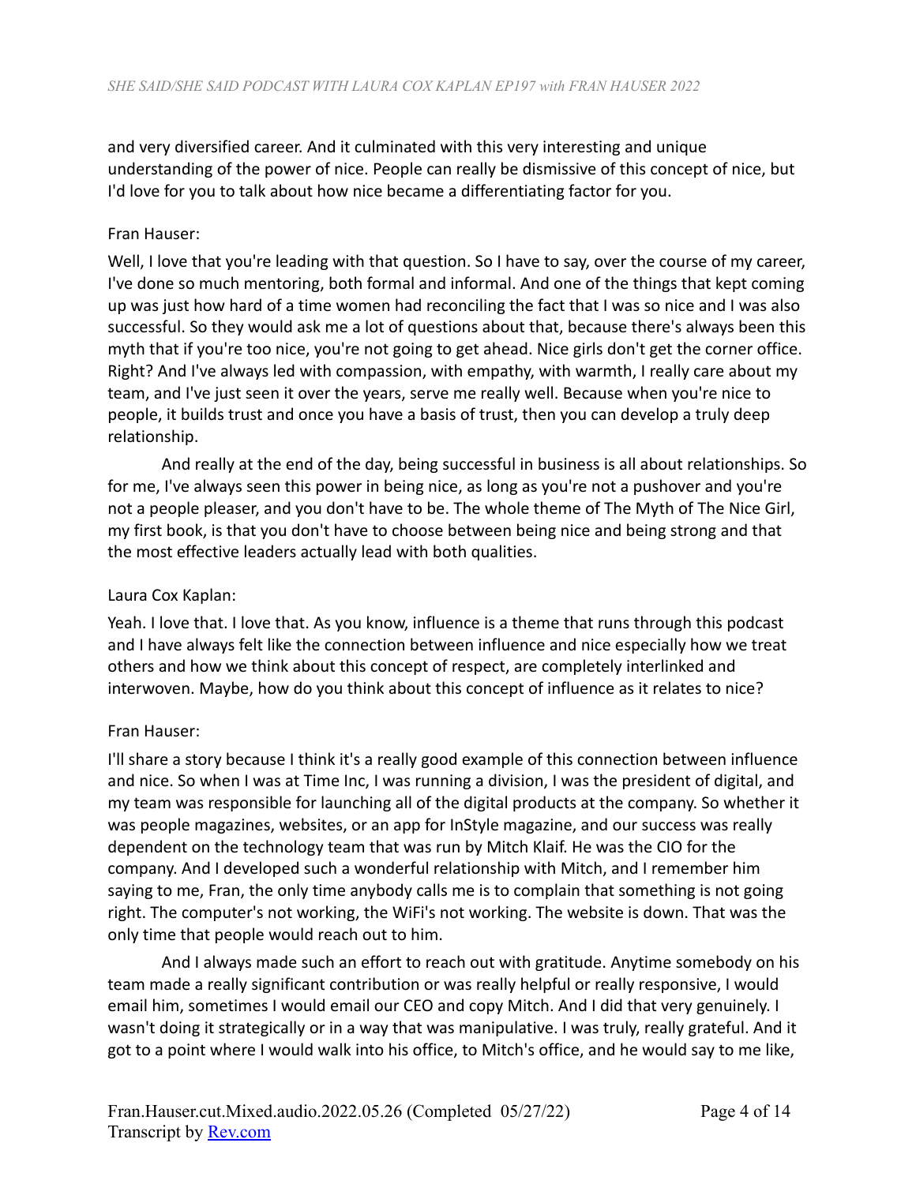and very diversified career. And it culminated with this very interesting and unique understanding of the power of nice. People can really be dismissive of this concept of nice, but I'd love for you to talk about how nice became a differentiating factor for you.

Fran Hauser:

Well, I love that you're leading with that question. So I have to say, over the course of my career, I've done so much mentoring, both formal and informal. And one of the things that kept coming up was just how hard of a time women had reconciling the fact that I was so nice and I was also successful. So they would ask me a lot of questions about that, because there's always been this myth that if you're too nice, you're not going to get ahead. Nice girls don't get the corner office. Right? And I've always led with compassion, with empathy, with warmth, I really care about my team, and I've just seen it over the years, serve me really well. Because when you're nice to people, it builds trust and once you have a basis of trust, then you can develop a truly deep relationship.

And really at the end of the day, being successful in business is all about relationships. So for me, I've always seen this power in being nice, as long as you're not a pushover and you're not a people pleaser, and you don't have to be. The whole theme of The Myth of The Nice Girl, my first book, is that you don't have to choose between being nice and being strong and that the most effective leaders actually lead with both qualities.

Laura Cox Kaplan:

Yeah. I love that. I love that. As you know, influence is a theme that runs through this podcast and I have always felt like the connection between influence and nice especially how we treat others and how we think about this concept of respect, are completely interlinked and interwoven. Maybe, how do you think about this concept of influence as it relates to nice?

Fran Hauser:

I'll share a story because I think it's a really good example of this connection between influence and nice. So when I was at Time Inc, I was running a division, I was the president of digital, and my team was responsible for launching all of the digital products at the company. So whether it was people magazines, websites, or an app for InStyle magazine, and our success was really dependent on the technology team that was run by Mitch Klaif. He was the CIO for the company. And I developed such a wonderful relationship with Mitch, and I remember him saying to me, Fran, the only time anybody calls me is to complain that something is not going right. The computer's not working, the WiFi's not working. The website is down. That was the only time that people would reach out to him.

And I always made such an effort to reach out with gratitude. Anytime somebody on his team made a really significant contribution or was really helpful or really responsive, I would email him, sometimes I would email our CEO and copy Mitch. And I did that very genuinely. I wasn't doing it strategically or in a way that was manipulative. I was truly, really grateful. And it got to a point where I would walk into his office, to Mitch's office, and he would say to me like,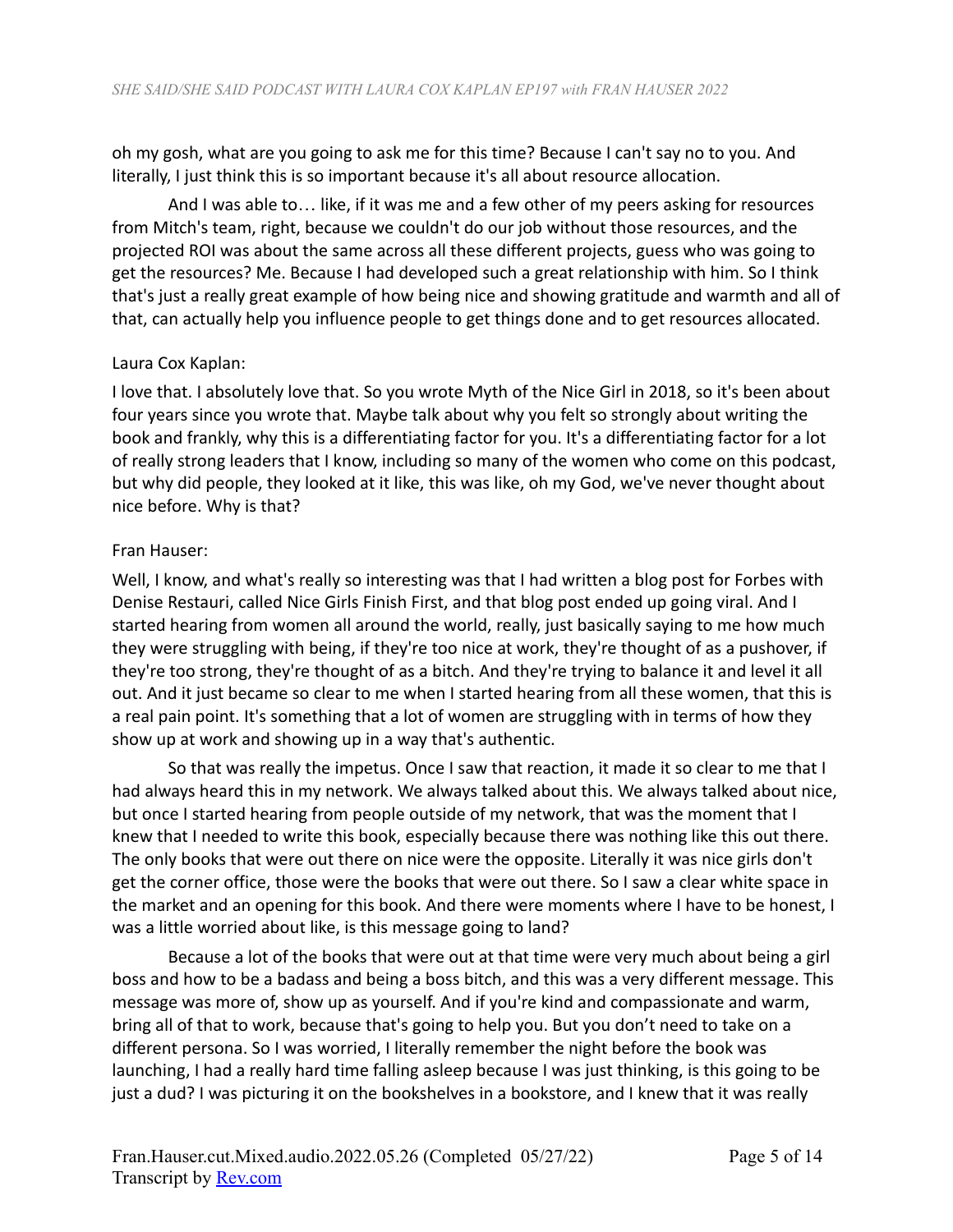oh my gosh, what are you going to ask me for this time? Because I can't say no to you. And literally, I just think this is so important because it's all about resource allocation.

And I was able to… like, if it was me and a few other of my peers asking for resources from Mitch's team, right, because we couldn't do our job without those resources, and the projected ROI was about the same across all these different projects, guess who was going to get the resources? Me. Because I had developed such a great relationship with him. So I think that's just a really great example of how being nice and showing gratitude and warmth and all of that, can actually help you influence people to get things done and to get resources allocated.

Laura Cox Kaplan:

I love that. I absolutely love that. So you wrote Myth of the Nice Girl in 2018, so it's been about four years since you wrote that. Maybe talk about why you felt so strongly about writing the book and frankly, why this is a differentiating factor for you. It's a differentiating factor for a lot of really strong leaders that I know, including so many of the women who come on this podcast, but why did people, they looked at it like, this was like, oh my God, we've never thought about nice before. Why is that?

Fran Hauser:

Well, I know, and what's really so interesting was that I had written a blog post for Forbes with Denise Restauri, called Nice Girls Finish First, and that blog post ended up going viral. And I started hearing from women all around the world, really, just basically saying to me how much they were struggling with being, if they're too nice at work, they're thought of as a pushover, if they're too strong, they're thought of as a bitch. And they're trying to balance it and level it all out. And it just became so clear to me when I started hearing from all these women, that this is a real pain point. It's something that a lot of women are struggling with in terms of how they show up at work and showing up in a way that's authentic.

So that was really the impetus. Once I saw that reaction, it made it so clear to me that I had always heard this in my network. We always talked about this. We always talked about nice, but once I started hearing from people outside of my network, that was the moment that I knew that I needed to write this book, especially because there was nothing like this out there. The only books that were out there on nice were the opposite. Literally it was nice girls don't get the corner office, those were the books that were out there. So I saw a clear white space in the market and an opening for this book. And there were moments where I have to be honest, I was a little worried about like, is this message going to land?

Because a lot of the books that were out at that time were very much about being a girl boss and how to be a badass and being a boss bitch, and this was a very different message. This message was more of, show up as yourself. And if you're kind and compassionate and warm, bring all of that to work, because that's going to help you. But you don't need to take on a different persona. So I was worried, I literally remember the night before the book was launching, I had a really hard time falling asleep because I was just thinking, is this going to be just a dud? I was picturing it on the bookshelves in a bookstore, and I knew that it was really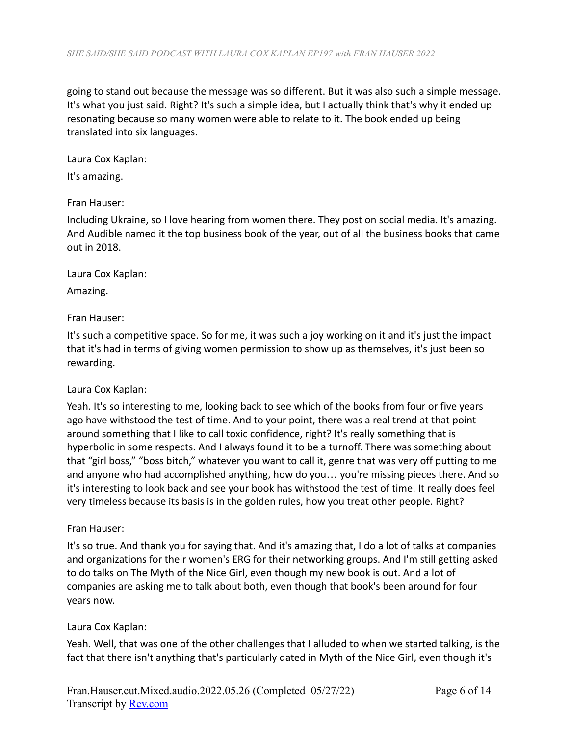going to stand out because the message was so different. But it was also such a simple message. It's what you just said. Right? It's such a simple idea, but I actually think that's why it ended up resonating because so many women were able to relate to it. The book ended up being translated into six languages.

Laura Cox Kaplan:

It's amazing.

Fran Hauser:

Including Ukraine, so I love hearing from women there. They post on social media. It's amazing. And Audible named it the top business book of the year, out of all the business books that came out in 2018.

Laura Cox Kaplan:

Amazing.

Fran Hauser:

It's such a competitive space. So for me, it was such a joy working on it and it's just the impact that it's had in terms of giving women permission to show up as themselves, it's just been so rewarding.

Laura Cox Kaplan:

Yeah. It's so interesting to me, looking back to see which of the books from four or five years ago have withstood the test of time. And to your point, there was a real trend at that point around something that I like to call toxic confidence, right? It's really something that is hyperbolic in some respects. And I always found it to be a turnoff. There was something about that "girl boss," "boss bitch," whatever you want to call it, genre that was very off putting to me and anyone who had accomplished anything, how do you… you're missing pieces there. And so it's interesting to look back and see your book has withstood the test of time. It really does feel very timeless because its basis is in the golden rules, how you treat other people. Right?

Fran Hauser:

It's so true. And thank you for saying that. And it's amazing that, I do a lot of talks at companies and organizations for their women's ERG for their networking groups. And I'm still getting asked to do talks on The Myth of the Nice Girl, even though my new book is out. And a lot of companies are asking me to talk about both, even though that book's been around for four years now.

Laura Cox Kaplan:

Yeah. Well, that was one of the other challenges that I alluded to when we started talking, is the fact that there isn't anything that's particularly dated in Myth of the Nice Girl, even though it's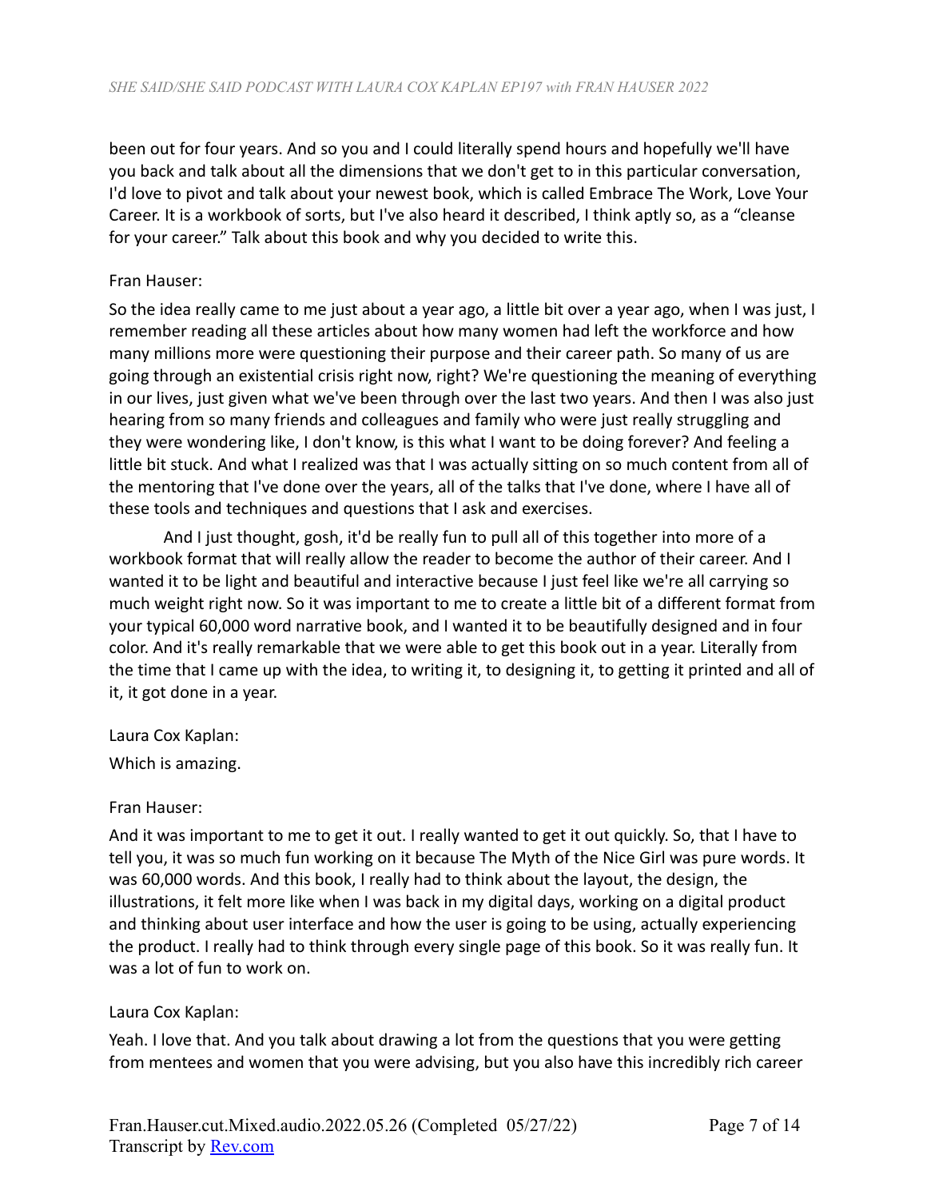been out for four years. And so you and I could literally spend hours and hopefully we'll have you back and talk about all the dimensions that we don't get to in this particular conversation, I'd love to pivot and talk about your newest book, which is called Embrace The Work, Love Your Career. It is a workbook of sorts, but I've also heard it described, I think aptly so, as a "cleanse for your career." Talk about this book and why you decided to write this.

Fran Hauser:

So the idea really came to me just about a year ago, a little bit over a year ago, when I was just, I remember reading all these articles about how many women had left the workforce and how many millions more were questioning their purpose and their career path. So many of us are going through an existential crisis right now, right? We're questioning the meaning of everything in our lives, just given what we've been through over the last two years. And then I was also just hearing from so many friends and colleagues and family who were just really struggling and they were wondering like, I don't know, is this what I want to be doing forever? And feeling a little bit stuck. And what I realized was that I was actually sitting on so much content from all of the mentoring that I've done over the years, all of the talks that I've done, where I have all of these tools and techniques and questions that I ask and exercises.

And I just thought, gosh, it'd be really fun to pull all of this together into more of a workbook format that will really allow the reader to become the author of their career. And I wanted it to be light and beautiful and interactive because I just feel like we're all carrying so much weight right now. So it was important to me to create a little bit of a different format from your typical 60,000 word narrative book, and I wanted it to be beautifully designed and in four color. And it's really remarkable that we were able to get this book out in a year. Literally from the time that I came up with the idea, to writing it, to designing it, to getting it printed and all of it, it got done in a year.

Laura Cox Kaplan:

Which is amazing.

Fran Hauser:

And it was important to me to get it out. I really wanted to get it out quickly. So, that I have to tell you, it was so much fun working on it because The Myth of the Nice Girl was pure words. It was 60,000 words. And this book, I really had to think about the layout, the design, the illustrations, it felt more like when I was back in my digital days, working on a digital product and thinking about user interface and how the user is going to be using, actually experiencing the product. I really had to think through every single page of this book. So it was really fun. It was a lot of fun to work on.

Laura Cox Kaplan:

Yeah. I love that. And you talk about drawing a lot from the questions that you were getting from mentees and women that you were advising, but you also have this incredibly rich career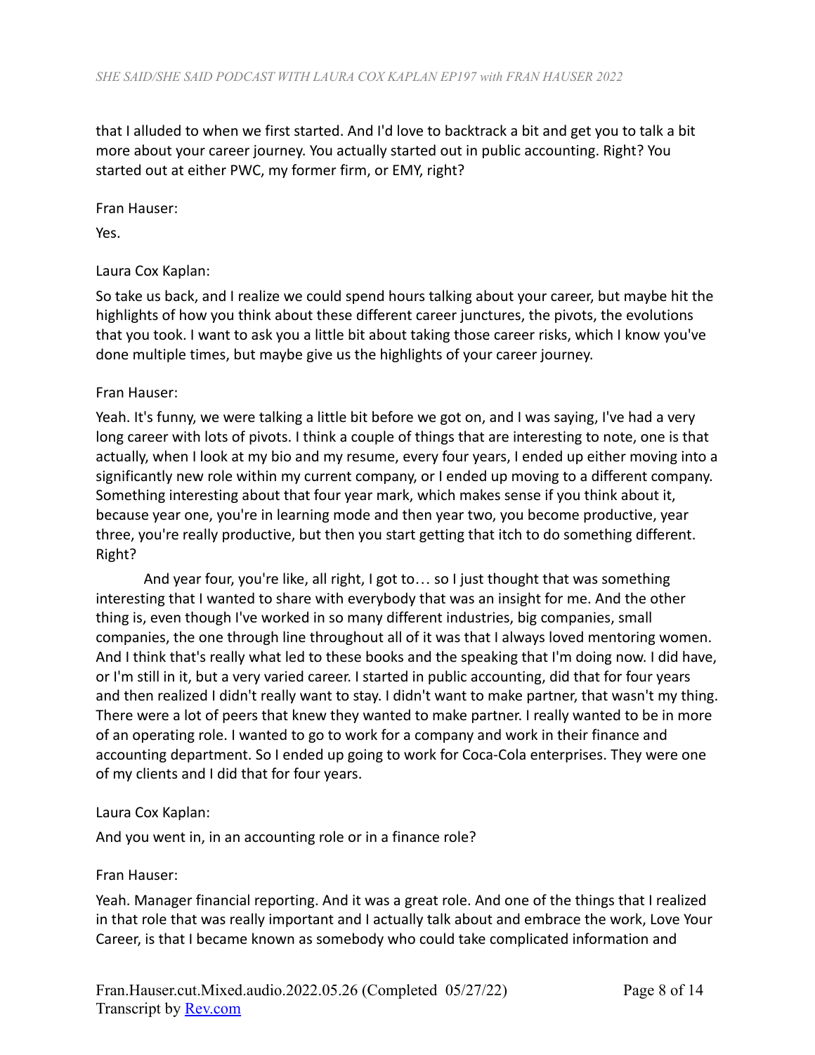that I alluded to when we first started. And I'd love to backtrack a bit and get you to talk a bit more about your career journey. You actually started out in public accounting. Right? You started out at either PWC, my former firm, or EMY, right?

Fran Hauser:

Yes.

Laura Cox Kaplan:

So take us back, and I realize we could spend hours talking about your career, but maybe hit the highlights of how you think about these different career junctures, the pivots, the evolutions that you took. I want to ask you a little bit about taking those career risks, which I know you've done multiple times, but maybe give us the highlights of your career journey.

Fran Hauser:

Yeah. It's funny, we were talking a little bit before we got on, and I was saying, I've had a very long career with lots of pivots. I think a couple of things that are interesting to note, one is that actually, when I look at my bio and my resume, every four years, I ended up either moving into a significantly new role within my current company, or I ended up moving to a different company. Something interesting about that four year mark, which makes sense if you think about it, because year one, you're in learning mode and then year two, you become productive, year three, you're really productive, but then you start getting that itch to do something different. Right?

And year four, you're like, all right, I got to… so I just thought that was something interesting that I wanted to share with everybody that was an insight for me. And the other thing is, even though I've worked in so many different industries, big companies, small companies, the one through line throughout all of it was that I always loved mentoring women. And I think that's really what led to these books and the speaking that I'm doing now. I did have, or I'm still in it, but a very varied career. I started in public accounting, did that for four years and then realized I didn't really want to stay. I didn't want to make partner, that wasn't my thing. There were a lot of peers that knew they wanted to make partner. I really wanted to be in more of an operating role. I wanted to go to work for a company and work in their finance and accounting department. So I ended up going to work for Coca-Cola enterprises. They were one of my clients and I did that for four years.

Laura Cox Kaplan:

And you went in, in an accounting role or in a finance role?

Fran Hauser:

Yeah. Manager financial reporting. And it was a great role. And one of the things that I realized in that role that was really important and I actually talk about and embrace the work, Love Your Career, is that I became known as somebody who could take complicated information and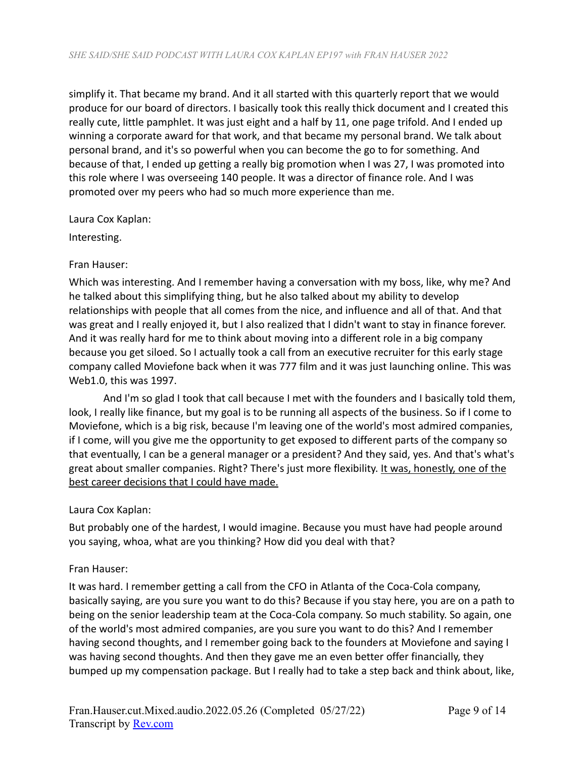simplify it. That became my brand. And it all started with this quarterly report that we would produce for our board of directors. I basically took this really thick document and I created this really cute, little pamphlet. It was just eight and a half by 11, one page trifold. And I ended up winning a corporate award for that work, and that became my personal brand. We talk about personal brand, and it's so powerful when you can become the go to for something. And because of that, I ended up getting a really big promotion when I was 27, I was promoted into this role where I was overseeing 140 people. It was a director of finance role. And I was promoted over my peers who had so much more experience than me.

Laura Cox Kaplan:

Interesting.

Fran Hauser:

Which was interesting. And I remember having a conversation with my boss, like, why me? And he talked about this simplifying thing, but he also talked about my ability to develop relationships with people that all comes from the nice, and influence and all of that. And that was great and I really enjoyed it, but I also realized that I didn't want to stay in finance forever. And it was really hard for me to think about moving into a different role in a big company because you get siloed. So I actually took a call from an executive recruiter for this early stage company called Moviefone back when it was 777 film and it was just launching online. This was Web1.0, this was 1997.

And I'm so glad I took that call because I met with the founders and I basically told them, look, I really like finance, but my goal is to be running all aspects of the business. So if I come to Moviefone, which is a big risk, because I'm leaving one of the world's most admired companies, if I come, will you give me the opportunity to get exposed to different parts of the company so that eventually, I can be a general manager or a president? And they said, yes. And that's what's great about smaller companies. Right? There's just more flexibility. <u>It was, honestly, one of the best career decisions that I could have made.</u>

Laura Cox Kaplan:

But probably one of the hardest, I would imagine. Because you must have had people around you saying, whoa, what are you thinking? How did you deal with that?

Fran Hauser:

It was hard. I remember getting a call from the CFO in Atlanta of the Coca-Cola company, basically saying, are you sure you want to do this? Because if you stay here, you are on a path to being on the senior leadership team at the Coca-Cola company. So much stability. So again, one of the world's most admired companies, are you sure you want to do this? And I remember having second thoughts, and I remember going back to the founders at Moviefone and saying I was having second thoughts. And then they gave me an even better offer financially, they bumped up my compensation package. But I really had to take a step back and think about, like,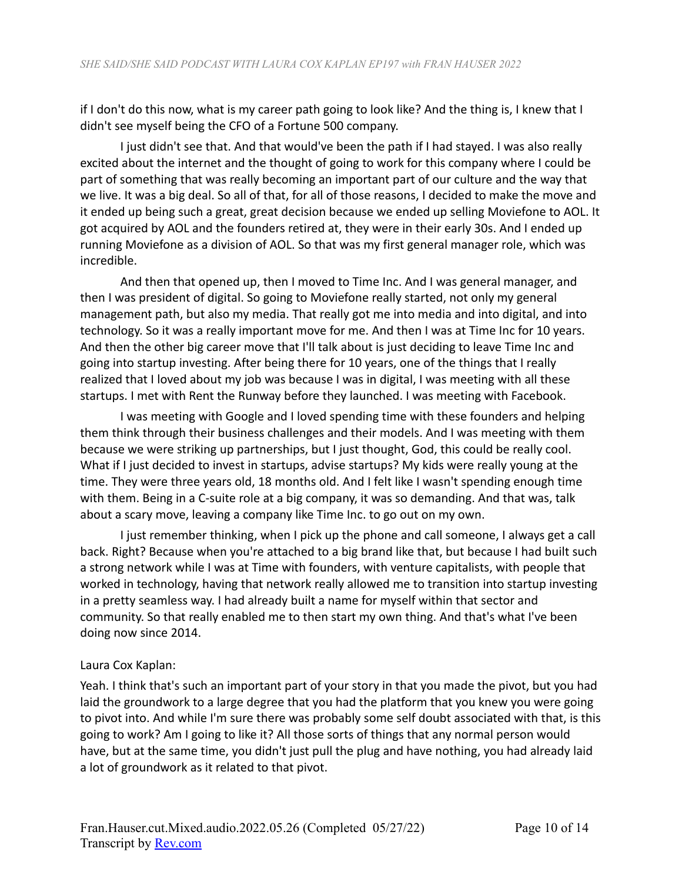if I don't do this now, what is my career path going to look like? And the thing is, I knew that I didn't see myself being the CFO of a Fortune 500 company.

I just didn't see that. And that would've been the path if I had stayed. I was also really excited about the internet and the thought of going to work for this company where I could be part of something that was really becoming an important part of our culture and the way that we live. It was a big deal. So all of that, for all of those reasons, I decided to make the move and it ended up being such a great, great decision because we ended up selling Moviefone to AOL. It got acquired by AOL and the founders retired at, they were in their early 30s. And I ended up running Moviefone as a division of AOL. So that was my first general manager role, which was incredible.

And then that opened up, then I moved to Time Inc. And I was general manager, and then I was president of digital. So going to Moviefone really started, not only my general management path, but also my media. That really got me into media and into digital, and into technology. So it was a really important move for me. And then I was at Time Inc for 10 years. And then the other big career move that I'll talk about is just deciding to leave Time Inc and going into startup investing. After being there for 10 years, one of the things that I really realized that I loved about my job was because I was in digital, I was meeting with all these startups. I met with Rent the Runway before they launched. I was meeting with Facebook.

I was meeting with Google and I loved spending time with these founders and helping them think through their business challenges and their models. And I was meeting with them because we were striking up partnerships, but I just thought, God, this could be really cool. What if I just decided to invest in startups, advise startups? My kids were really young at the time. They were three years old, 18 months old. And I felt like I wasn't spending enough time with them. Being in a C-suite role at a big company, it was so demanding. And that was, talk about a scary move, leaving a company like Time Inc. to go out on my own.

I just remember thinking, when I pick up the phone and call someone, I always get a call back. Right? Because when you're attached to a big brand like that, but because I had built such a strong network while I was at Time with founders, with venture capitalists, with people that worked in technology, having that network really allowed me to transition into startup investing in a pretty seamless way. I had already built a name for myself within that sector and community. So that really enabled me to then start my own thing. And that's what I've been doing now since 2014.

Laura Cox Kaplan:

Yeah. I think that's such an important part of your story in that you made the pivot, but you had laid the groundwork to a large degree that you had the platform that you knew you were going to pivot into. And while I'm sure there was probably some self doubt associated with that, is this going to work? Am I going to like it? All those sorts of things that any normal person would have, but at the same time, you didn't just pull the plug and have nothing, you had already laid a lot of groundwork as it related to that pivot.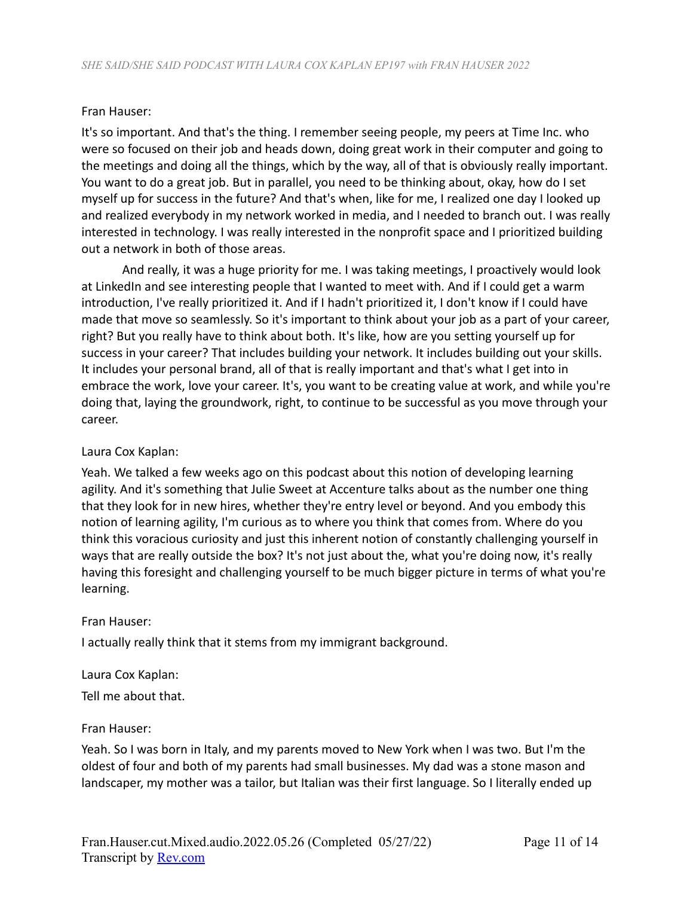Fran Hauser:

It's so important. And that's the thing. I remember seeing people, my peers at Time Inc. who were so focused on their job and heads down, doing great work in their computer and going to the meetings and doing all the things, which by the way, all of that is obviously really important. You want to do a great job. But in parallel, you need to be thinking about, okay, how do I set myself up for success in the future? And that's when, like for me, I realized one day I looked up and realized everybody in my network worked in media, and I needed to branch out. I was really interested in technology. I was really interested in the nonprofit space and I prioritized building out a network in both of those areas.

And really, it was a huge priority for me. I was taking meetings, I proactively would look at LinkedIn and see interesting people that I wanted to meet with. And if I could get a warm introduction, I've really prioritized it. And if I hadn't prioritized it, I don't know if I could have made that move so seamlessly. So it's important to think about your job as a part of your career, right? But you really have to think about both. It's like, how are you setting yourself up for success in your career? That includes building your network. It includes building out your skills. It includes your personal brand, all of that is really important and that's what I get into in embrace the work, love your career. It's, you want to be creating value at work, and while you're doing that, laying the groundwork, right, to continue to be successful as you move through your career.

Laura Cox Kaplan:

Yeah. We talked a few weeks ago on this podcast about this notion of developing learning agility. And it's something that Julie Sweet at Accenture talks about as the number one thing that they look for in new hires, whether they're entry level or beyond. And you embody this notion of learning agility, I'm curious as to where you think that comes from. Where do you think this voracious curiosity and just this inherent notion of constantly challenging yourself in ways that are really outside the box? It's not just about the, what you're doing now, it's really having this foresight and challenging yourself to be much bigger picture in terms of what you're learning.

Fran Hauser:

I actually really think that it stems from my immigrant background.

Laura Cox Kaplan:

Tell me about that.

Fran Hauser:

Yeah. So I was born in Italy, and my parents moved to New York when I was two. But I'm the oldest of four and both of my parents had small businesses. My dad was a stone mason and landscaper, my mother was a tailor, but Italian was their first language. So I literally ended up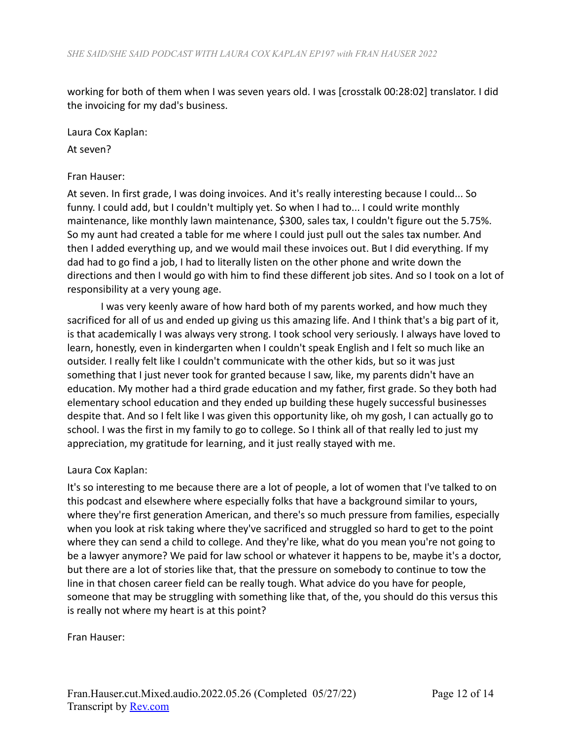working for both of them when I was seven years old. I was [crosstalk 00:28:02] translator. I did the invoicing for my dad's business.

Laura Cox Kaplan:

At seven?

Fran Hauser:

At seven. In first grade, I was doing invoices. And it's really interesting because I could... So funny. I could add, but I couldn't multiply yet. So when I had to... I could write monthly maintenance, like monthly lawn maintenance, $300, sales tax, I couldn't figure out the 5.75%. So my aunt had created a table for me where I could just pull out the sales tax number. And then I added everything up, and we would mail these invoices out. But I did everything. If my dad had to go find a job, I had to literally listen on the other phone and write down the directions and then I would go with him to find these different job sites. And so I took on a lot of responsibility at a very young age.

I was very keenly aware of how hard both of my parents worked, and how much they sacrificed for all of us and ended up giving us this amazing life. And I think that's a big part of it, is that academically I was always very strong. I took school very seriously. I always have loved to learn, honestly, even in kindergarten when I couldn't speak English and I felt so much like an outsider. I really felt like I couldn't communicate with the other kids, but so it was just something that I just never took for granted because I saw, like, my parents didn't have an education. My mother had a third grade education and my father, first grade. So they both had elementary school education and they ended up building these hugely successful businesses despite that. And so I felt like I was given this opportunity like, oh my gosh, I can actually go to school. I was the first in my family to go to college. So I think all of that really led to just my appreciation, my gratitude for learning, and it just really stayed with me.

Laura Cox Kaplan:

It's so interesting to me because there are a lot of people, a lot of women that I've talked to on this podcast and elsewhere where especially folks that have a background similar to yours, where they're first generation American, and there's so much pressure from families, especially when you look at risk taking where they've sacrificed and struggled so hard to get to the point where they can send a child to college. And they're like, what do you mean you're not going to be a lawyer anymore? We paid for law school or whatever it happens to be, maybe it's a doctor, but there are a lot of stories like that, that the pressure on somebody to continue to tow the line in that chosen career field can be really tough. What advice do you have for people, someone that may be struggling with something like that, of the, you should do this versus this is really not where my heart is at this point?

Fran Hauser: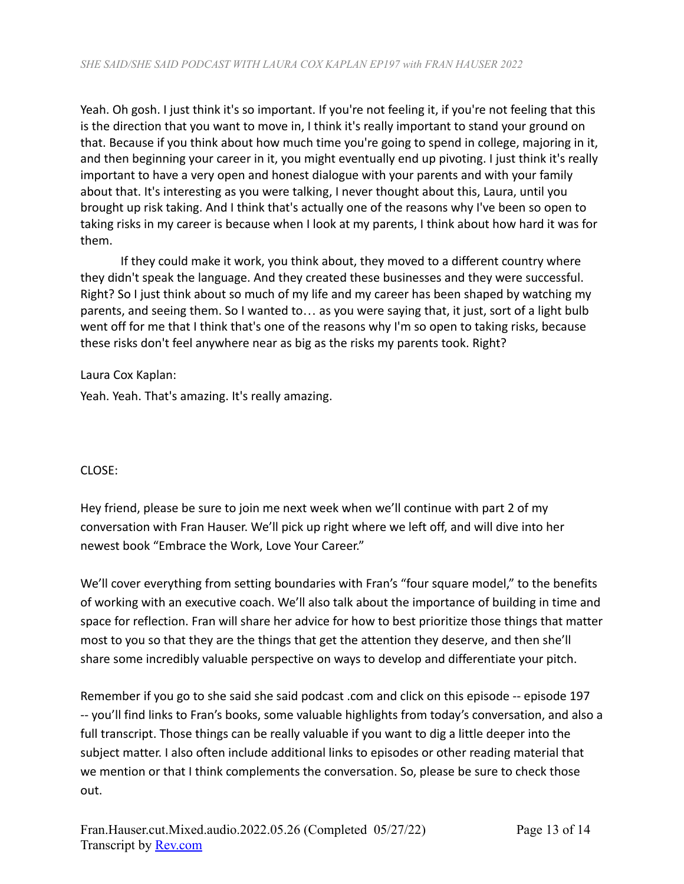Yeah. Oh gosh. I just think it's so important. If you're not feeling it, if you're not feeling that this is the direction that you want to move in, I think it's really important to stand your ground on that. Because if you think about how much time you're going to spend in college, majoring in it, and then beginning your career in it, you might eventually end up pivoting. I just think it's really important to have a very open and honest dialogue with your parents and with your family about that. It's interesting as you were talking, I never thought about this, Laura, until you brought up risk taking. And I think that's actually one of the reasons why I've been so open to taking risks in my career is because when I look at my parents, I think about how hard it was for them.

If they could make it work, you think about, they moved to a different country where they didn't speak the language. And they created these businesses and they were successful. Right? So I just think about so much of my life and my career has been shaped by watching my parents, and seeing them. So I wanted to… as you were saying that, it just, sort of a light bulb went off for me that I think that's one of the reasons why I'm so open to taking risks, because these risks don't feel anywhere near as big as the risks my parents took. Right?

Laura Cox Kaplan:

Yeah. Yeah. That's amazing. It's really amazing.

CLOSE:

Hey friend, please be sure to join me next week when we'll continue with part 2 of my conversation with Fran Hauser. We'll pick up right where we left off, and will dive into her newest book "Embrace the Work, Love Your Career."

We'll cover everything from setting boundaries with Fran's "four square model," to the benefits of working with an executive coach. We'll also talk about the importance of building in time and space for reflection. Fran will share her advice for how to best prioritize those things that matter most to you so that they are the things that get the attention they deserve, and then she'll share some incredibly valuable perspective on ways to develop and differentiate your pitch.

Remember if you go to she said she said podcast .com and click on this episode -- episode 197 -- you'll find links to Fran's books, some valuable highlights from today's conversation, and also a full transcript. Those things can be really valuable if you want to dig a little deeper into the subject matter. I also often include additional links to episodes or other reading material that we mention or that I think complements the conversation. So, please be sure to check those out.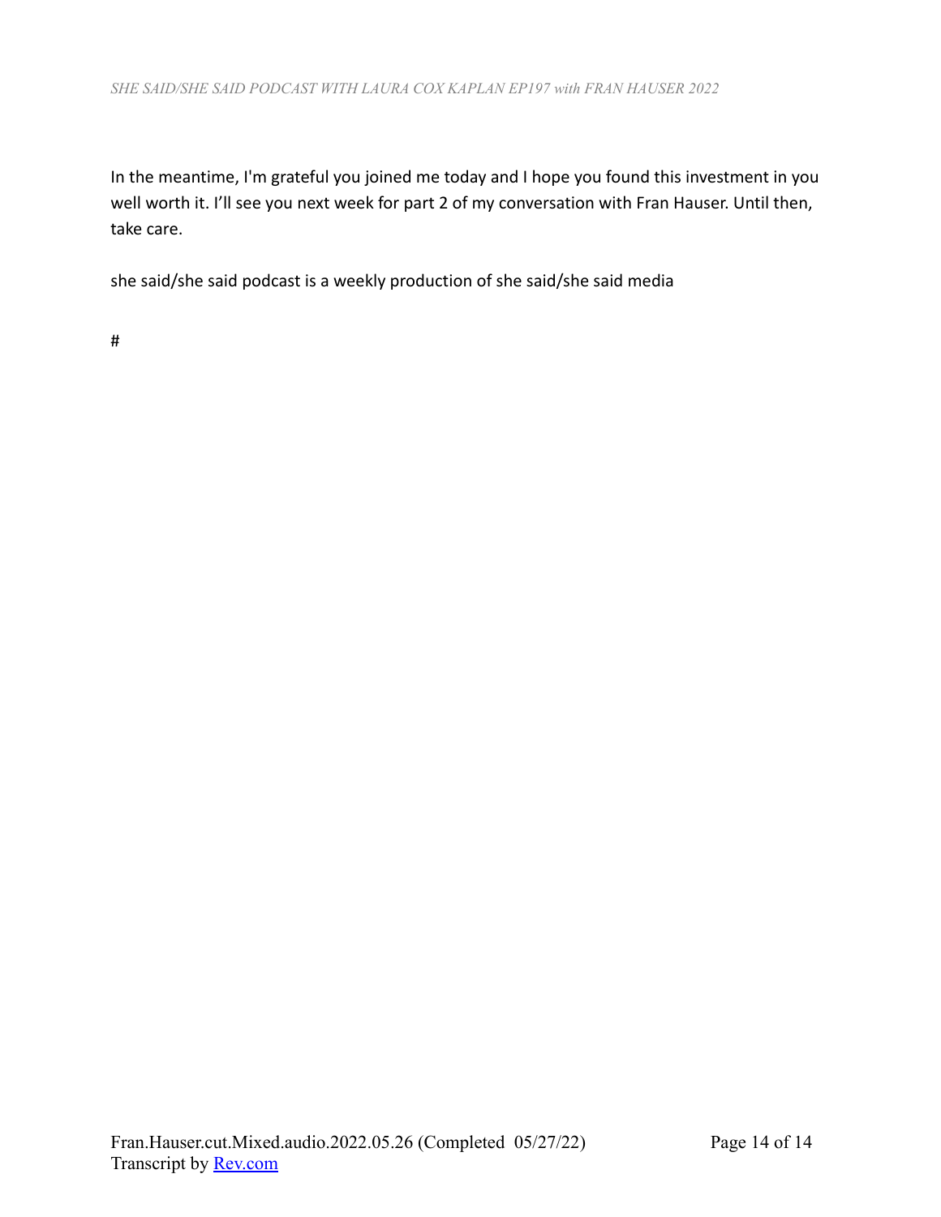In the meantime, I'm grateful you joined me today and I hope you found this investment in you well worth it. I'll see you next week for part 2 of my conversation with Fran Hauser. Until then, take care.

she said/she said podcast is a weekly production of she said/she said media

#